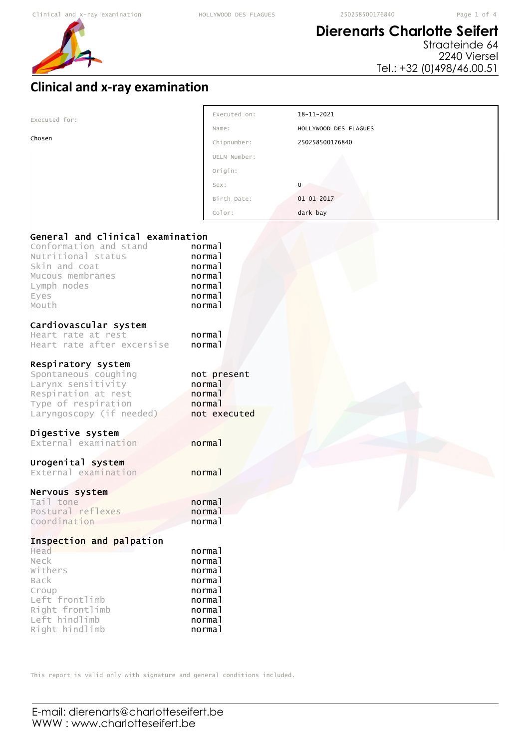**Dierenarts Charlotte Seifert**
Straateinde 64
2240 Viersel
Tel.: +32 (0)498/46.00.51

# Clinical and x-ray examination

Executed for:

Chosen

| | |
|---|---|
| Executed on: | 18-11-2021 |
| Name: | HOLLYWOOD DES FLAGUES |
| Chipnumber: | 250258500176840 |
| UELN Number: | |
| Origin: | |
| Sex: | U |
| Birth Date: | 01-01-2017 |
| Color: | dark bay |

## General and clinical examination

| | |
|---|---|
| Conformation and stand | normal |
| Nutritional status | normal |
| Skin and coat | normal |
| Mucous membranes | normal |
| Lymph nodes | normal |
| Eyes | normal |
| Mouth | normal |

## Cardiovascular system

| | |
|---|---|
| Heart rate at rest | normal |
| Heart rate after excersise | normal |

## Respiratory system

| | |
|---|---|
| Spontaneous coughing | not present |
| Larynx sensitivity | normal |
| Respiration at rest | normal |
| Type of respiration | normal |
| Laryngoscopy (if needed) | not executed |

## Digestive system

| | |
|---|---|
| External examination | normal |

## Urogenital system

| | |
|---|---|
| External examination | normal |

## Nervous system

| | |
|---|---|
| Tail tone | normal |
| Postural reflexes | normal |
| Coordination | normal |

## Inspection and palpation

| | |
|---|---|
| Head | normal |
| Neck | normal |
| Withers | normal |
| Back | normal |
| Croup | normal |
| Left frontlimb | normal |
| Right frontlimb | normal |
| Left hindlimb | normal |
| Right hindlimb | normal |

This report is valid only with signature and general conditions included.

E-mail: dierenarts@charlotteseifert.be
WWW : www.charlotteseifert.be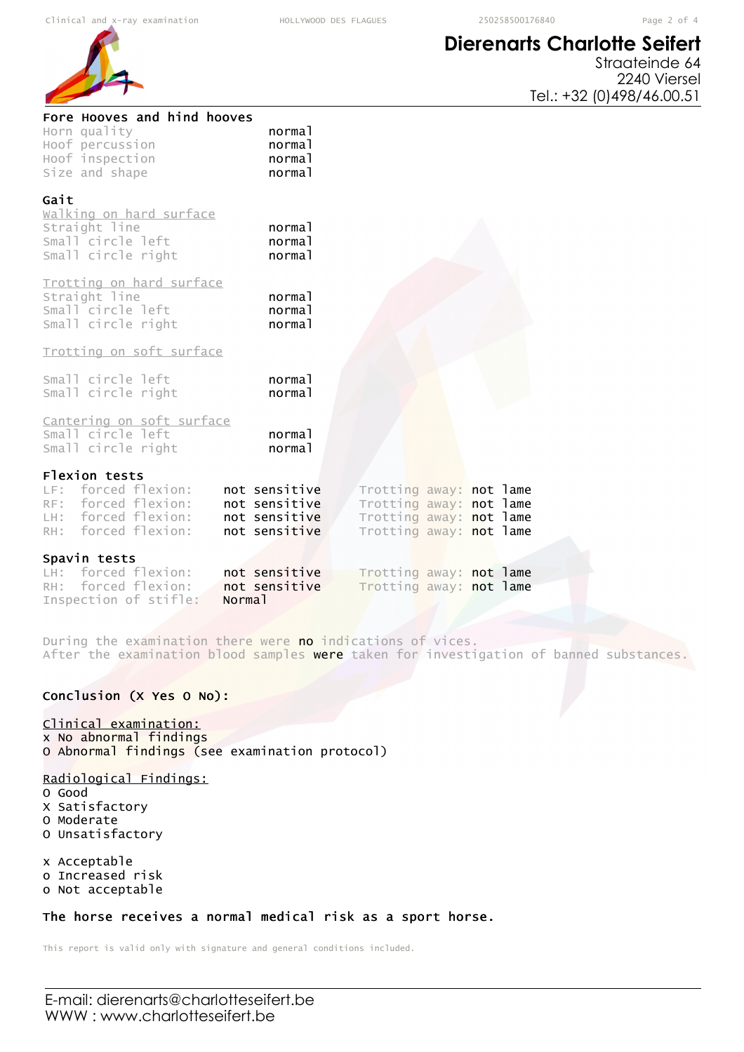**Dierenarts Charlotte Seifert**
Straateinde 64
2240 Viersel
Tel.: +32 (0)498/46.00.51

### Fore Hooves and hind hooves

| | |
|---|---|
| Horn quality | normal |
| Hoof percussion | normal |
| Hoof inspection | normal |
| Size and shape | normal |

### Gait

Walking on hard surface

| | |
|---|---|
| Straight line | normal |
| Small circle left | normal |
| Small circle right | normal |

Trotting on hard surface

| | |
|---|---|
| Straight line | normal |
| Small circle left | normal |
| Small circle right | normal |

Trotting on soft surface

| | |
|---|---|
| Small circle left | normal |
| Small circle right | normal |

Cantering on soft surface

| | |
|---|---|
| Small circle left | normal |
| Small circle right | normal |

### Flexion tests

| | | | |
|---|---|---|---|
| LF: forced flexion: | not sensitive | Trotting away: | not lame |
| RF: forced flexion: | not sensitive | Trotting away: | not lame |
| LH: forced flexion: | not sensitive | Trotting away: | not lame |
| RH: forced flexion: | not sensitive | Trotting away: | not lame |

### Spavin tests

| | | | |
|---|---|---|---|
| LH: forced flexion: | not sensitive | Trotting away: | not lame |
| RH: forced flexion: | not sensitive | Trotting away: | not lame |
| Inspection of stifle: | Normal | | |

During the examination there were **no** indications of vices.
After the examination blood samples **were** taken for investigation of banned substances.

### Conclusion (X Yes O No):

Clinical examination:
x No abnormal findings
O Abnormal findings (see examination protocol)

Radiological Findings:
O Good
X Satisfactory
O Moderate
O Unsatisfactory

x Acceptable
o Increased risk
o Not acceptable

**The horse receives a normal medical risk as a sport horse.**

This report is valid only with signature and general conditions included.

E-mail: dierenarts@charlotteseifert.be
WWW : www.charlotteseifert.be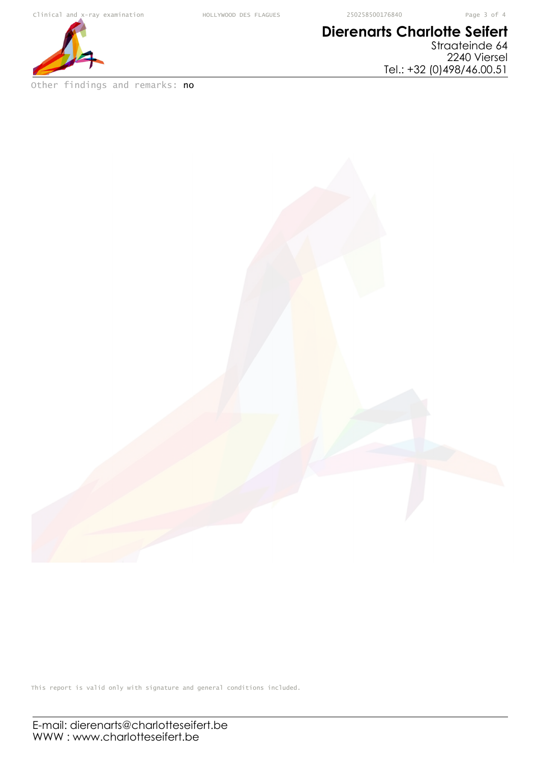**Dierenarts Charlotte Seifert**
Straateinde 64
2240 Viersel
Tel.: +32 (0)498/46.00.51

Other findings and remarks: **no**

This report is valid only with signature and general conditions included.

E-mail: dierenarts@charlotteseifert.be
WWW : www.charlotteseifert.be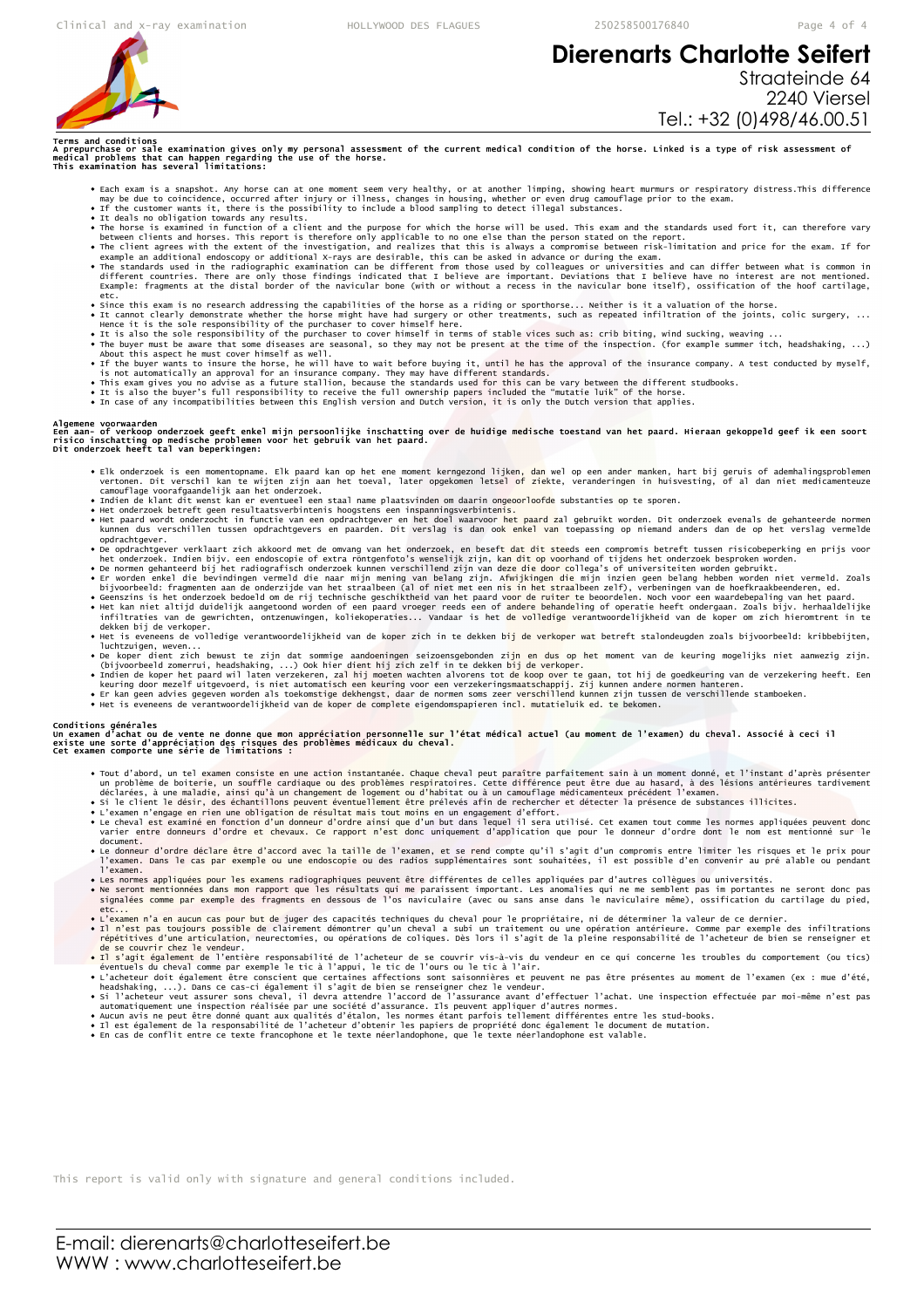# Dierenarts Charlotte Seifert

Straateinde 64
2240 Viersel
Tel.: +32 (0)498/46.00.51

**Terms and conditions**
**A prepurchase or sale examination gives only my personal assessment of the current medical condition of the horse. Linked is a type of risk assessment of medical problems that can happen regarding the use of the horse.**
**This examination has several limitations:**

- Each exam is a snapshot. Any horse can at one moment seem very healthy, or at another limping, showing heart murmurs or respiratory distress.This difference may be due to coincidence, occurred after injury or illness, changes in housing, whether or even drug camouflage prior to the exam.
- If the customer wants it, there is the possibility to include a blood sampling to detect illegal substances.
- It deals no obligation towards any results.
- The horse is examined in function of a client and the purpose for which the horse will be used. This exam and the standards used fort it, can therefore vary between clients and horses. This report is therefore only applicable to no one else than the person stated on the report.
- The client agrees with the extent of the investigation, and realizes that this is always a compromise between risk-limitation and price for the exam. If for example an additional endoscopy or additional X-rays are desirable, this can be asked in advance or during the exam.
- The standards used in the radiographic examination can be different from those used by colleagues or universities and can differ between what is common in different countries. There are only those findings indicated that I believe are important. Deviations that I believe have no interest are not mentioned. Example: fragments at the distal border of the navicular bone (with or without a recess in the navicular bone itself), ossification of the hoof cartilage, etc.
- Since this exam is no research addressing the capabilities of the horse as a riding or sporthorse... Neither is it a valuation of the horse.
- It cannot clearly demonstrate whether the horse might have had surgery or other treatments, such as repeated infiltration of the joints, colic surgery, ... Hence it is the sole responsibility of the purchaser to cover himself here.
- It is also the sole responsibility of the purchaser to cover himself in terms of stable vices such as: crib biting, wind sucking, weaving ...
- The buyer must be aware that some diseases are seasonal, so they may not be present at the time of the inspection. (for example summer itch, headshaking, ...) About this aspect he must cover himself as well.
- If the buyer wants to insure the horse, he will have to wait before buying it, until he has the approval of the insurance company. A test conducted by myself, is not automatically an approval for an insurance company. They may have different standards.
- This exam gives you no advise as a future stallion, because the standards used for this can be vary between the different studbooks.
- It is also the buyer's full responsibility to receive the full ownership papers included the "mutatie luik" of the horse.
- In case of any incompatibilities between this English version and Dutch version, it is only the Dutch version that applies.

**Algemene voorwaarden**
**Een aan- of verkoop onderzoek geeft enkel mijn persoonlijke inschatting over de huidige medische toestand van het paard. Hieraan gekoppeld geef ik een soort risico inschatting op medische problemen voor het gebruik van het paard.**
**Dit onderzoek heeft tal van beperkingen:**

- Elk onderzoek is een momentopname. Elk paard kan op het ene moment kerngezond lijken, dan wel op een ander manken, hart bij geruis of ademhalingsproblemen vertonen. Dit verschil kan te wijten zijn aan het toeval, later opgekomen letsel of ziekte, veranderingen in huisvesting, of al dan niet medicamenteuze camouflage voorafgaandelijk aan het onderzoek.
- Indien de klant dit wenst kan er eventueel een staal name plaatsvinden om daarin ongeoorloofde substanties op te sporen.
- Het onderzoek betreft geen resultaatsverbintenis hoogstens een inspanningsverbintenis.
- Het paard wordt onderzocht in functie van een opdrachtgever en het doel waarvoor het paard zal gebruikt worden. Dit onderzoek evenals de gehanteerde normen kunnen dus verschillen tussen opdrachtgevers en paarden. Dit verslag is dan ook enkel van toepassing op niemand anders dan de op het verslag vermelde opdrachtgever.
- De opdrachtgever verklaart zich akkoord met de omvang van het onderzoek, en beseft dat dit steeds een compromis betreft tussen risicobeperking en prijs voor het onderzoek. Indien bijv. een endoscopie of extra röntgenfoto's wenselijk zijn, kan dit op voorhand of tijdens het onderzoek besproken worden.
- De normen gehanteerd bij het radiografisch onderzoek kunnen verschillend zijn van deze die door collega's of universiteiten worden gebruikt.
- Er worden enkel die bevindingen vermeld die naar mijn mening van belang zijn. Afwijkingen die mijn inzien geen belang hebben worden niet vermeld. Zoals bijvoorbeeld: fragmenten aan de onderzijde van het straalbeen (al of niet met een nis in het straalbeen zelf), verbeningen van de hoefkraakbeenderen, ed.
- Geenszins is het onderzoek bedoeld om de rij technische geschiktheid van het paard voor de ruiter te beoordelen. Noch voor een waardebepaling van het paard.
- Het kan niet altijd duidelijk aangetoond worden of een paard vroeger reeds een of andere behandeling of operatie heeft ondergaan. Zoals bijv. herhaaldelijke infiltraties van de gewrichten, ontzenuwingen, koliekoperaties... Vandaar is het de volledige verantwoordelijkheid van de koper om zich hieromtrent in te dekken bij de verkoper.
- Het is eveneens de volledige verantwoordelijkheid van de koper zich in te dekken bij de verkoper wat betreft stalondeugden zoals bijvoorbeeld: kribbebijten, luchtzuigen, weven...
- De koper dient zich bewust te zijn dat sommige aandoeningen seizoensgebonden zijn en dus op het moment van de keuring mogelijks niet aanwezig zijn. (bijvoorbeeld zomerrui, headshaking, ...) Ook hier dient hij zich zelf in te dekken bij de verkoper.
- Indien de koper het paard wil laten verzekeren, zal hij moeten wachten alvorens tot de koop over te gaan, tot hij de goedkeuring van de verzekering heeft. Een keuring door mezelf uitgevoerd, is niet automatisch een keuring voor een verzekeringsmaatschappij. Zij kunnen andere normen hanteren.
- Er kan geen advies gegeven worden als toekomstige dekhengst, daar de normen soms zeer verschillend kunnen zijn tussen de verschillende stamboeken.
- Het is eveneens de verantwoordelijkheid van de koper de complete eigendomspapieren incl. mutatieluik ed. te bekomen.

**Conditions générales**
**Un examen d'achat ou de vente ne donne que mon appréciation personnelle sur l'état médical actuel (au moment de l'examen) du cheval. Associé à ceci il existe une sorte d'appréciation des risques des problèmes médicaux du cheval.**
**Cet examen comporte une série de limitations :**

- Tout d'abord, un tel examen consiste en une action instantanée. Chaque cheval peut paraître parfaitement sain à un moment donné, et l'instant d'après présenter un problème de boiterie, un souffle cardiaque ou des problèmes respiratoires. Cette différence peut être due au hasard, à des lésions antérieures tardivement déclarées, à une maladie, ainsi qu'à un changement de logement ou d'habitat ou à un camouflage médicamenteux précédent l'examen.
- Si le client le désir, des échantillons peuvent éventuellement être prélevés afin de rechercher et détecter la présence de substances illicites.
- L'examen n'engage en rien une obligation de résultat mais tout moins en un engagement d'effort.
- Le cheval est examiné en fonction d'un donneur d'ordre ainsi que d'un but dans lequel il sera utilisé. Cet examen tout comme les normes appliquées peuvent donc varier entre donneurs d'ordre et chevaux. Ce rapport n'est donc uniquement d'application que pour le donneur d'ordre dont le nom est mentionné sur le document.
- Le donneur d'ordre déclare être d'accord avec la taille de l'examen, et se rend compte qu'il s'agit d'un compromis entre limiter les risques et le prix pour l'examen. Dans le cas par exemple ou une endoscopie ou des radios supplémentaires sont souhaitées, il est possible d'en convenir au pré alable ou pendant l'examen.
- Les normes appliquées pour les examens radiographiques peuvent être différentes de celles appliquées par d'autres collègues ou universités.
- Ne seront mentionnées dans mon rapport que les résultats qui me paraissent important. Les anomalies qui ne me semblent pas im portantes ne seront donc pas signalées comme par exemple des fragments en dessous de l'os naviculaire (avec ou sans anse dans le naviculaire même), ossification du cartilage du pied, etc...
- L'examen n'a en aucun cas pour but de juger des capacités techniques du cheval pour le propriétaire, ni de déterminer la valeur de ce dernier.
- Il n'est pas toujours possible de clairement démontrer qu'un cheval a subi un traitement ou une opération antérieure. Comme par exemple des infiltrations répétitives d'une articulation, neurectomies, ou opérations de coliques. Dès lors il s'agit de la pleine responsabilité de l'acheteur de bien se renseigner et de se couvrir chez le vendeur.
- Il s'agit également de l'entière responsabilité de l'acheteur de se couvrir vis-à-vis du vendeur en ce qui concerne les troubles du comportement (ou tics) éventuels du cheval comme par exemple le tic à l'appui, le tic de l'ours ou le tic à l'air.
- L'acheteur doit également être conscient que certaines affections sont saisonnières et peuvent ne pas être présentes au moment de l'examen (ex : mue d'été, headshaking, ...). Dans ce cas-ci également il s'agit de bien se renseigner chez le vendeur.
- Si l'acheteur veut assurer sons cheval, il devra attendre l'accord de l'assurance avant d'effectuer l'achat. Une inspection effectuée par moi-même n'est pas automatiquement une inspection réalisée par une société d'assurance. Ils peuvent appliquer d'autres normes.
- Aucun avis ne peut être donné quant aux qualités d'étalon, les normes étant parfois tellement différentes entre les stud-books.
- Il est également de la responsabilité de l'acheteur d'obtenir les papiers de propriété donc également le document de mutation.
- En cas de conflit entre ce texte francophone et le texte néerlandophone, que le texte néerlandophone est valable.

This report is valid only with signature and general conditions included.

E-mail: dierenarts@charlotteseifert.be
WWW : www.charlotteseifert.be